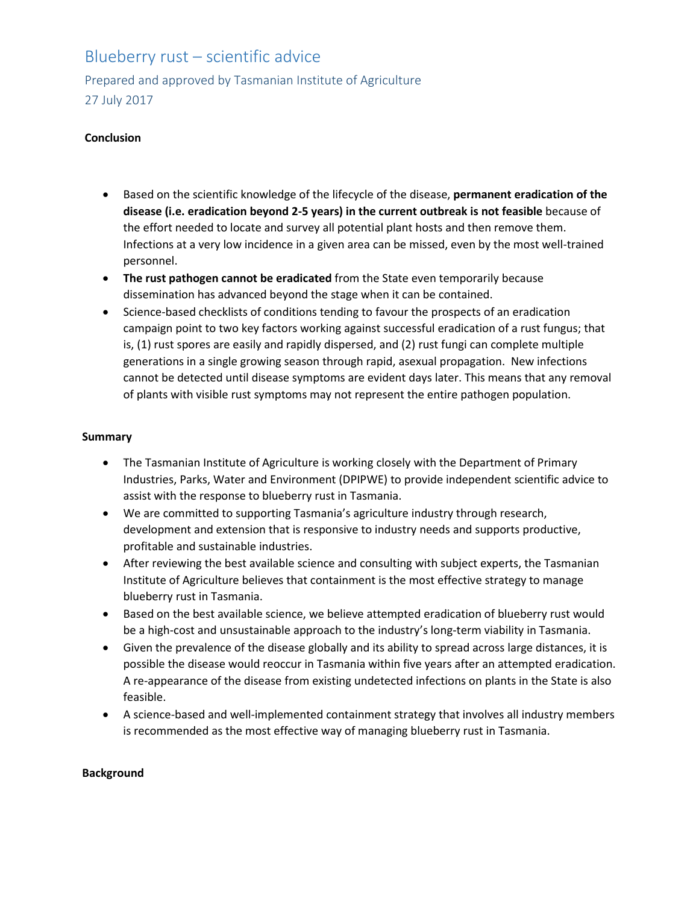# Blueberry rust – scientific advice

Prepared and approved by Tasmanian Institute of Agriculture
27 July 2017

**Conclusion**

- Based on the scientific knowledge of the lifecycle of the disease, **permanent eradication of the disease (i.e. eradication beyond 2-5 years) in the current outbreak is not feasible** because of the effort needed to locate and survey all potential plant hosts and then remove them. Infections at a very low incidence in a given area can be missed, even by the most well-trained personnel.
- **The rust pathogen cannot be eradicated** from the State even temporarily because dissemination has advanced beyond the stage when it can be contained.
- Science-based checklists of conditions tending to favour the prospects of an eradication campaign point to two key factors working against successful eradication of a rust fungus; that is, (1) rust spores are easily and rapidly dispersed, and (2) rust fungi can complete multiple generations in a single growing season through rapid, asexual propagation. New infections cannot be detected until disease symptoms are evident days later. This means that any removal of plants with visible rust symptoms may not represent the entire pathogen population.

**Summary**

- The Tasmanian Institute of Agriculture is working closely with the Department of Primary Industries, Parks, Water and Environment (DPIPWE) to provide independent scientific advice to assist with the response to blueberry rust in Tasmania.
- We are committed to supporting Tasmania's agriculture industry through research, development and extension that is responsive to industry needs and supports productive, profitable and sustainable industries.
- After reviewing the best available science and consulting with subject experts, the Tasmanian Institute of Agriculture believes that containment is the most effective strategy to manage blueberry rust in Tasmania.
- Based on the best available science, we believe attempted eradication of blueberry rust would be a high-cost and unsustainable approach to the industry's long-term viability in Tasmania.
- Given the prevalence of the disease globally and its ability to spread across large distances, it is possible the disease would reoccur in Tasmania within five years after an attempted eradication. A re-appearance of the disease from existing undetected infections on plants in the State is also feasible.
- A science-based and well-implemented containment strategy that involves all industry members is recommended as the most effective way of managing blueberry rust in Tasmania.

**Background**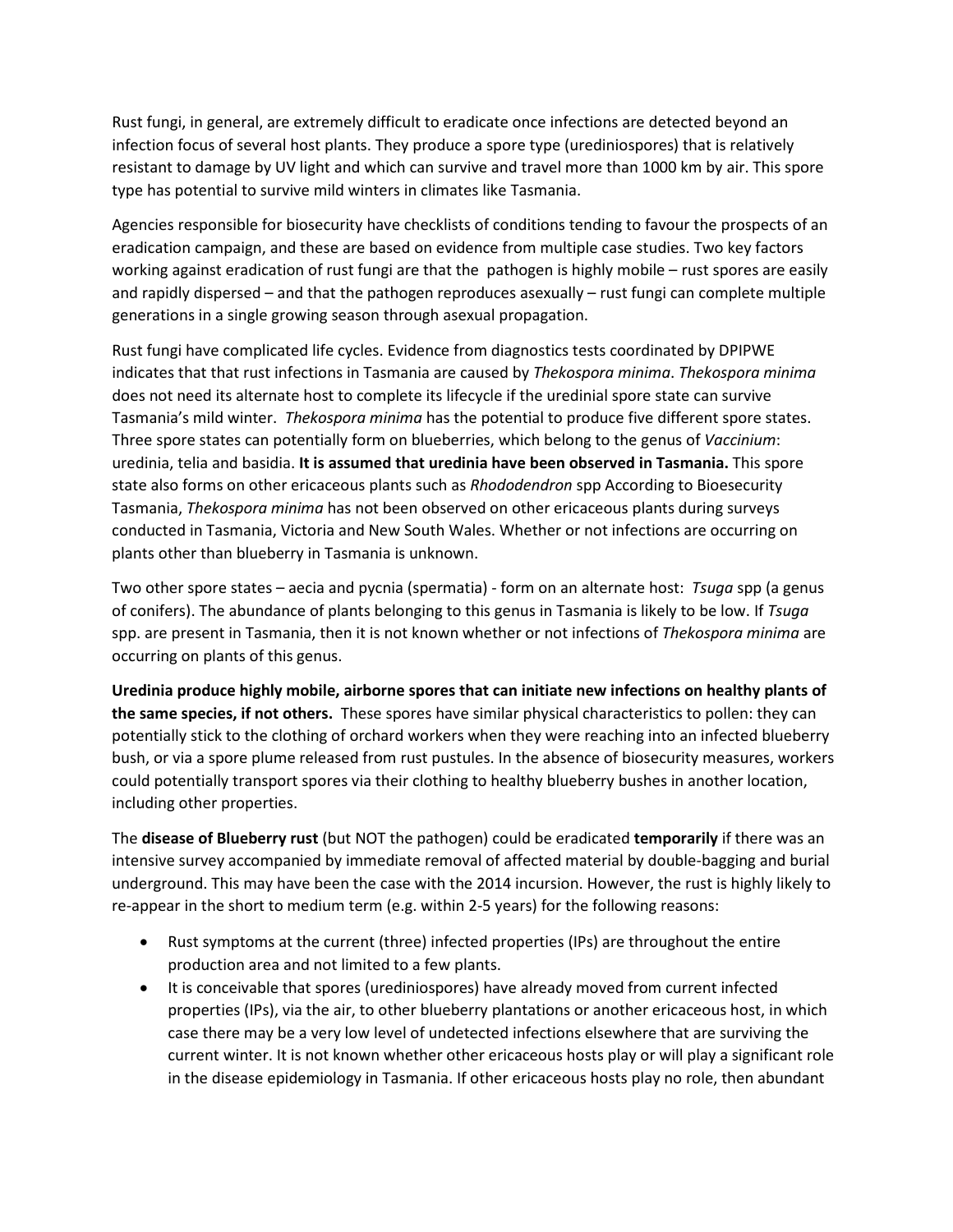Rust fungi, in general, are extremely difficult to eradicate once infections are detected beyond an infection focus of several host plants. They produce a spore type (urediniospores) that is relatively resistant to damage by UV light and which can survive and travel more than 1000 km by air. This spore type has potential to survive mild winters in climates like Tasmania.

Agencies responsible for biosecurity have checklists of conditions tending to favour the prospects of an eradication campaign, and these are based on evidence from multiple case studies. Two key factors working against eradication of rust fungi are that the pathogen is highly mobile – rust spores are easily and rapidly dispersed – and that the pathogen reproduces asexually – rust fungi can complete multiple generations in a single growing season through asexual propagation.

Rust fungi have complicated life cycles. Evidence from diagnostics tests coordinated by DPIPWE indicates that that rust infections in Tasmania are caused by *Thekospora minima*. *Thekospora minima* does not need its alternate host to complete its lifecycle if the uredinial spore state can survive Tasmania's mild winter. *Thekospora minima* has the potential to produce five different spore states. Three spore states can potentially form on blueberries, which belong to the genus of *Vaccinium*: uredinia, telia and basidia. **It is assumed that uredinia have been observed in Tasmania.** This spore state also forms on other ericaceous plants such as *Rhododendron* spp According to Bioesecurity Tasmania, *Thekospora minima* has not been observed on other ericaceous plants during surveys conducted in Tasmania, Victoria and New South Wales. Whether or not infections are occurring on plants other than blueberry in Tasmania is unknown.

Two other spore states – aecia and pycnia (spermatia) - form on an alternate host: *Tsuga* spp (a genus of conifers). The abundance of plants belonging to this genus in Tasmania is likely to be low. If *Tsuga* spp. are present in Tasmania, then it is not known whether or not infections of *Thekospora minima* are occurring on plants of this genus.

**Uredinia produce highly mobile, airborne spores that can initiate new infections on healthy plants of the same species, if not others.** These spores have similar physical characteristics to pollen: they can potentially stick to the clothing of orchard workers when they were reaching into an infected blueberry bush, or via a spore plume released from rust pustules. In the absence of biosecurity measures, workers could potentially transport spores via their clothing to healthy blueberry bushes in another location, including other properties.

The **disease of Blueberry rust** (but NOT the pathogen) could be eradicated **temporarily** if there was an intensive survey accompanied by immediate removal of affected material by double-bagging and burial underground. This may have been the case with the 2014 incursion. However, the rust is highly likely to re-appear in the short to medium term (e.g. within 2-5 years) for the following reasons:

- Rust symptoms at the current (three) infected properties (IPs) are throughout the entire production area and not limited to a few plants.
- It is conceivable that spores (urediniospores) have already moved from current infected properties (IPs), via the air, to other blueberry plantations or another ericaceous host, in which case there may be a very low level of undetected infections elsewhere that are surviving the current winter. It is not known whether other ericaceous hosts play or will play a significant role in the disease epidemiology in Tasmania. If other ericaceous hosts play no role, then abundant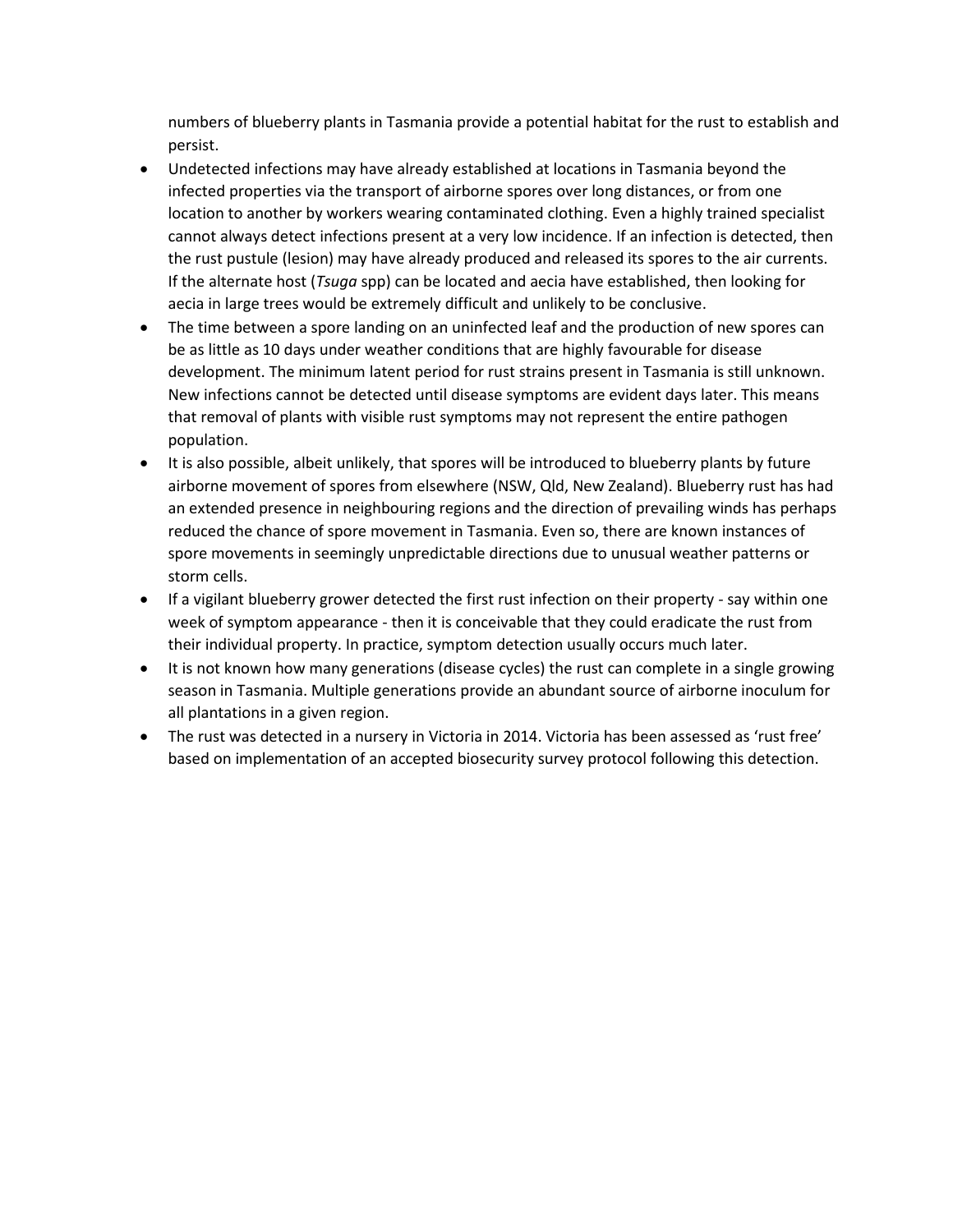numbers of blueberry plants in Tasmania provide a potential habitat for the rust to establish and persist.

- Undetected infections may have already established at locations in Tasmania beyond the infected properties via the transport of airborne spores over long distances, or from one location to another by workers wearing contaminated clothing. Even a highly trained specialist cannot always detect infections present at a very low incidence. If an infection is detected, then the rust pustule (lesion) may have already produced and released its spores to the air currents. If the alternate host (*Tsuga* spp) can be located and aecia have established, then looking for aecia in large trees would be extremely difficult and unlikely to be conclusive.
- The time between a spore landing on an uninfected leaf and the production of new spores can be as little as 10 days under weather conditions that are highly favourable for disease development. The minimum latent period for rust strains present in Tasmania is still unknown. New infections cannot be detected until disease symptoms are evident days later. This means that removal of plants with visible rust symptoms may not represent the entire pathogen population.
- It is also possible, albeit unlikely, that spores will be introduced to blueberry plants by future airborne movement of spores from elsewhere (NSW, Qld, New Zealand). Blueberry rust has had an extended presence in neighbouring regions and the direction of prevailing winds has perhaps reduced the chance of spore movement in Tasmania. Even so, there are known instances of spore movements in seemingly unpredictable directions due to unusual weather patterns or storm cells.
- If a vigilant blueberry grower detected the first rust infection on their property - say within one week of symptom appearance - then it is conceivable that they could eradicate the rust from their individual property. In practice, symptom detection usually occurs much later.
- It is not known how many generations (disease cycles) the rust can complete in a single growing season in Tasmania. Multiple generations provide an abundant source of airborne inoculum for all plantations in a given region.
- The rust was detected in a nursery in Victoria in 2014. Victoria has been assessed as 'rust free' based on implementation of an accepted biosecurity survey protocol following this detection.